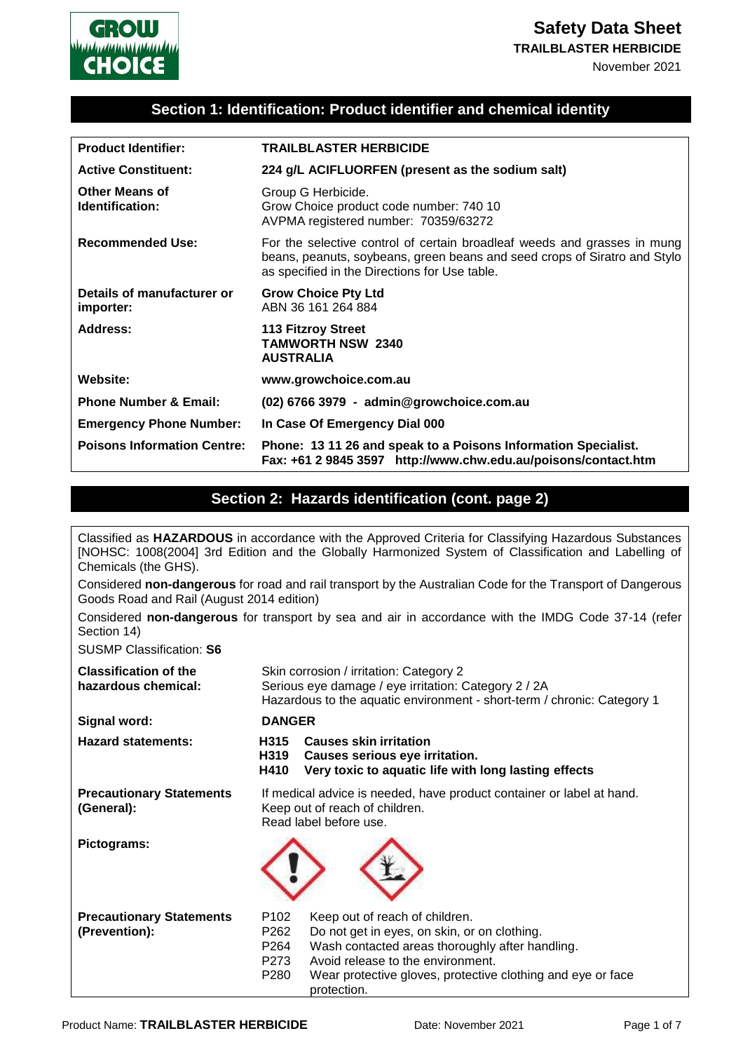# Safety Data Sheet

**TRAILBLASTER HERBICIDE**

November 2021

## Section 1: Identification: Product identifier and chemical identity

| | |
|---|---|
| **Product Identifier:** | **TRAILBLASTER HERBICIDE** |
| **Active Constituent:** | **224 g/L ACIFLUORFEN (present as the sodium salt)** |
| **Other Means of Identification:** | Group G Herbicide.<br>Grow Choice product code number: 740 10<br>AVPMA registered number: 70359/63272 |
| **Recommended Use:** | For the selective control of certain broadleaf weeds and grasses in mung beans, peanuts, soybeans, green beans and seed crops of Siratro and Stylo as specified in the Directions for Use table. |
| **Details of manufacturer or importer:** | **Grow Choice Pty Ltd**<br>ABN 36 161 264 884 |
| **Address:** | **113 Fitzroy Street**<br>**TAMWORTH NSW 2340**<br>**AUSTRALIA** |
| **Website:** | **www.growchoice.com.au** |
| **Phone Number & Email:** | **(02) 6766 3979 - admin@growchoice.com.au** |
| **Emergency Phone Number:** | **In Case Of Emergency Dial 000** |
| **Poisons Information Centre:** | **Phone: 13 11 26 and speak to a Poisons Information Specialist.**<br>**Fax: +61 2 9845 3597 http://www.chw.edu.au/poisons/contact.htm** |

## Section 2: Hazards identification (cont. page 2)

Classified as **HAZARDOUS** in accordance with the Approved Criteria for Classifying Hazardous Substances [NOHSC: 1008(2004] 3rd Edition and the Globally Harmonized System of Classification and Labelling of Chemicals (the GHS).

Considered **non-dangerous** for road and rail transport by the Australian Code for the Transport of Dangerous Goods Road and Rail (August 2014 edition)

Considered **non-dangerous** for transport by sea and air in accordance with the IMDG Code 37-14 (refer Section 14)

SUSMP Classification: **S6**

| | |
|---|---|
| **Classification of the hazardous chemical:** | Skin corrosion / irritation: Category 2<br>Serious eye damage / eye irritation: Category 2 / 2A<br>Hazardous to the aquatic environment - short-term / chronic: Category 1 |
| **Signal word:** | **DANGER** |
| **Hazard statements:** | **H315 Causes skin irritation**<br>**H319 Causes serious eye irritation.**<br>**H410 Very toxic to aquatic life with long lasting effects** |
| **Precautionary Statements (General):** | If medical advice is needed, have product container or label at hand.<br>Keep out of reach of children.<br>Read label before use. |
| **Pictograms:** | |
| **Precautionary Statements (Prevention):** | P102 Keep out of reach of children.<br>P262 Do not get in eyes, on skin, or on clothing.<br>P264 Wash contacted areas thoroughly after handling.<br>P273 Avoid release to the environment.<br>P280 Wear protective gloves, protective clothing and eye or face protection. |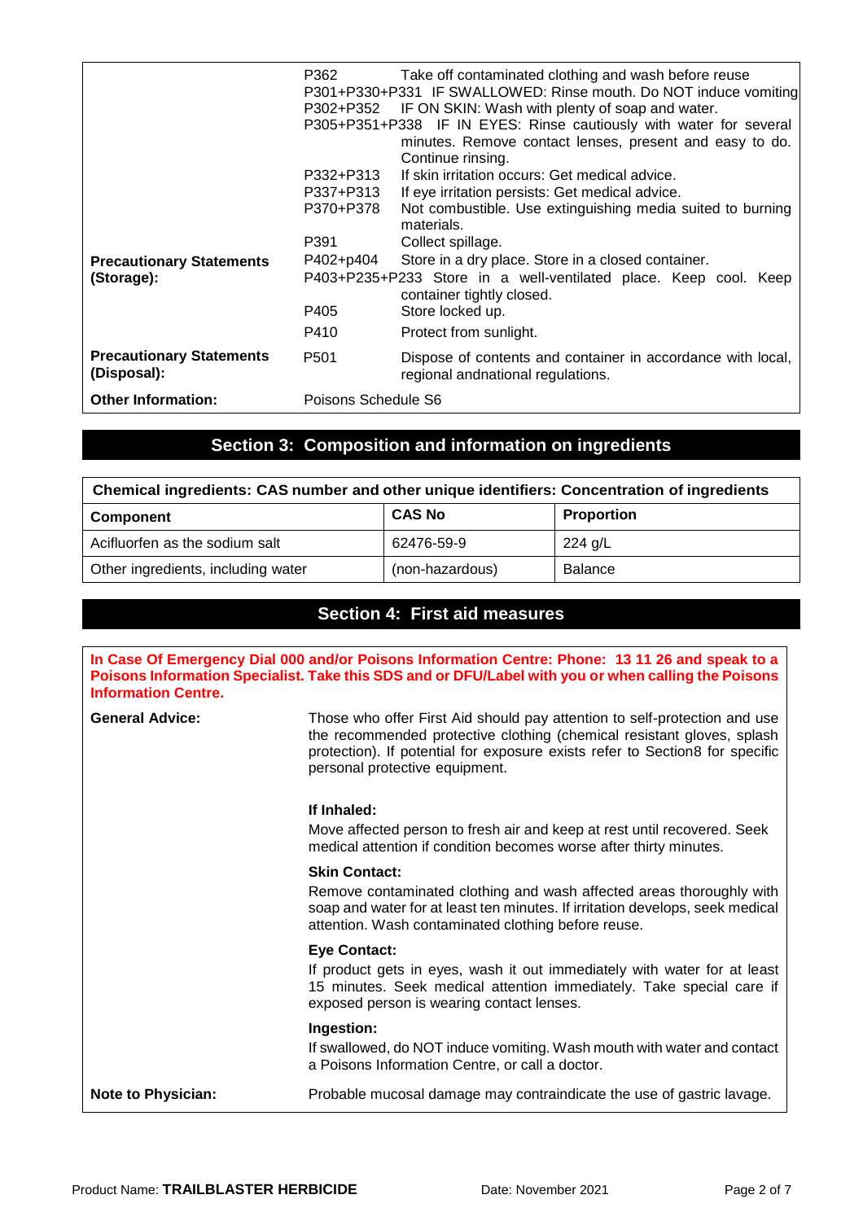| | | |
|---|---|---|
| | P362 | Take off contaminated clothing and wash before reuse |
| | P301+P330+P331 | IF SWALLOWED: Rinse mouth. Do NOT induce vomiting |
| | P302+P352 | IF ON SKIN: Wash with plenty of soap and water. |
| | P305+P351+P338 | IF IN EYES: Rinse cautiously with water for several minutes. Remove contact lenses, present and easy to do. Continue rinsing. |
| | P332+P313 | If skin irritation occurs: Get medical advice. |
| | P337+P313 | If eye irritation persists: Get medical advice. |
| | P370+P378 | Not combustible. Use extinguishing media suited to burning materials. |
| | P391 | Collect spillage. |
| **Precautionary Statements (Storage):** | P402+p404 | Store in a dry place. Store in a closed container. |
| | P403+P235+P233 | Store in a well-ventilated place. Keep cool. Keep container tightly closed. |
| | P405 | Store locked up. |
| | P410 | Protect from sunlight. |
| **Precautionary Statements (Disposal):** | P501 | Dispose of contents and container in accordance with local, regional andnational regulations. |
| **Other Information:** | Poisons Schedule S6 | |

## Section 3: Composition and information on ingredients

**Chemical ingredients: CAS number and other unique identifiers: Concentration of ingredients**

| Component | CAS No | Proportion |
|---|---|---|
| Acifluorfen as the sodium salt | 62476-59-9 | 224 g/L |
| Other ingredients, including water | (non-hazardous) | Balance |

## Section 4: First aid measures

**In Case Of Emergency Dial 000 and/or Poisons Information Centre: Phone: 13 11 26 and speak to a Poisons Information Specialist. Take this SDS and or DFU/Label with you or when calling the Poisons Information Centre.**

**General Advice:** Those who offer First Aid should pay attention to self-protection and use the recommended protective clothing (chemical resistant gloves, splash protection). If potential for exposure exists refer to Section8 for specific personal protective equipment.

**If Inhaled:**
Move affected person to fresh air and keep at rest until recovered. Seek medical attention if condition becomes worse after thirty minutes.

**Skin Contact:**
Remove contaminated clothing and wash affected areas thoroughly with soap and water for at least ten minutes. If irritation develops, seek medical attention. Wash contaminated clothing before reuse.

**Eye Contact:**
If product gets in eyes, wash it out immediately with water for at least 15 minutes. Seek medical attention immediately. Take special care if exposed person is wearing contact lenses.

**Ingestion:**
If swallowed, do NOT induce vomiting. Wash mouth with water and contact a Poisons Information Centre, or call a doctor.

**Note to Physician:** Probable mucosal damage may contraindicate the use of gastric lavage.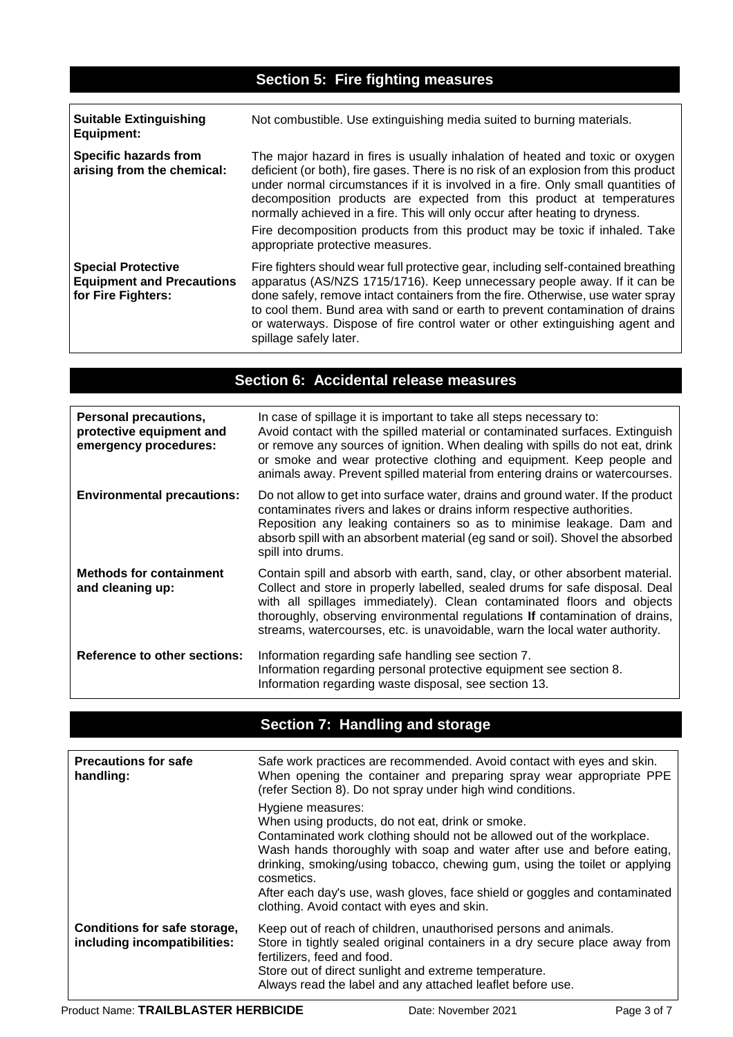## Section 5: Fire fighting measures

| | |
|---|---|
| **Suitable Extinguishing Equipment:** | Not combustible. Use extinguishing media suited to burning materials. |
| **Specific hazards from arising from the chemical:** | The major hazard in fires is usually inhalation of heated and toxic or oxygen deficient (or both), fire gases. There is no risk of an explosion from this product under normal circumstances if it is involved in a fire. Only small quantities of decomposition products are expected from this product at temperatures normally achieved in a fire. This will only occur after heating to dryness.<br>Fire decomposition products from this product may be toxic if inhaled. Take appropriate protective measures. |
| **Special Protective Equipment and Precautions for Fire Fighters:** | Fire fighters should wear full protective gear, including self-contained breathing apparatus (AS/NZS 1715/1716). Keep unnecessary people away. If it can be done safely, remove intact containers from the fire. Otherwise, use water spray to cool them. Bund area with sand or earth to prevent contamination of drains or waterways. Dispose of fire control water or other extinguishing agent and spillage safely later. |

## Section 6: Accidental release measures

| | |
|---|---|
| **Personal precautions, protective equipment and emergency procedures:** | In case of spillage it is important to take all steps necessary to: Avoid contact with the spilled material or contaminated surfaces. Extinguish or remove any sources of ignition. When dealing with spills do not eat, drink or smoke and wear protective clothing and equipment. Keep people and animals away. Prevent spilled material from entering drains or watercourses. |
| **Environmental precautions:** | Do not allow to get into surface water, drains and ground water. If the product contaminates rivers and lakes or drains inform respective authorities. Reposition any leaking containers so as to minimise leakage. Dam and absorb spill with an absorbent material (eg sand or soil). Shovel the absorbed spill into drums. |
| **Methods for containment and cleaning up:** | Contain spill and absorb with earth, sand, clay, or other absorbent material. Collect and store in properly labelled, sealed drums for safe disposal. Deal with all spillages immediately). Clean contaminated floors and objects thoroughly, observing environmental regulations **If** contamination of drains, streams, watercourses, etc. is unavoidable, warn the local water authority. |
| **Reference to other sections:** | Information regarding safe handling see section 7.<br>Information regarding personal protective equipment see section 8.<br>Information regarding waste disposal, see section 13. |

## Section 7: Handling and storage

| | |
|---|---|
| **Precautions for safe handling:** | Safe work practices are recommended. Avoid contact with eyes and skin. When opening the container and preparing spray wear appropriate PPE (refer Section 8). Do not spray under high wind conditions.<br>Hygiene measures:<br>When using products, do not eat, drink or smoke.<br>Contaminated work clothing should not be allowed out of the workplace.<br>Wash hands thoroughly with soap and water after use and before eating, drinking, smoking/using tobacco, chewing gum, using the toilet or applying cosmetics.<br>After each day's use, wash gloves, face shield or goggles and contaminated clothing. Avoid contact with eyes and skin. |
| **Conditions for safe storage, including incompatibilities:** | Keep out of reach of children, unauthorised persons and animals.<br>Store in tightly sealed original containers in a dry secure place away from fertilizers, feed and food.<br>Store out of direct sunlight and extreme temperature.<br>Always read the label and any attached leaflet before use. |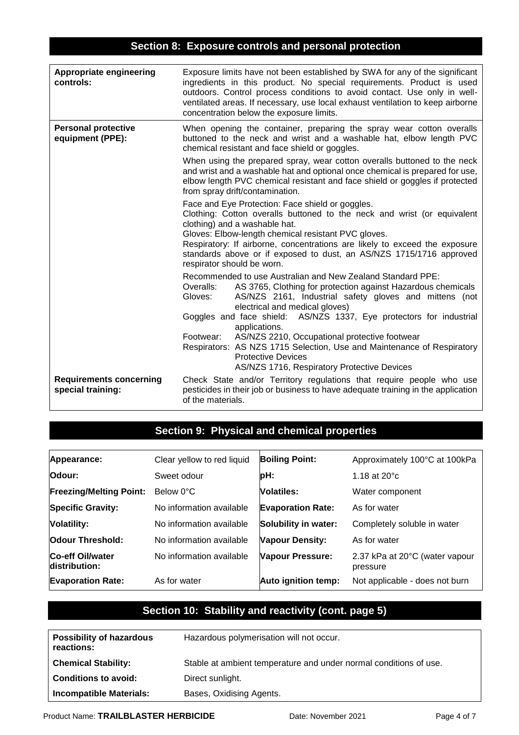## Section 8: Exposure controls and personal protection

| | |
|---|---|
| **Appropriate engineering controls:** | Exposure limits have not been established by SWA for any of the significant ingredients in this product. No special requirements. Product is used outdoors. Control process conditions to avoid contact. Use only in well-ventilated areas. If necessary, use local exhaust ventilation to keep airborne concentration below the exposure limits. |
| **Personal protective equipment (PPE):** | When opening the container, preparing the spray wear cotton overalls buttoned to the neck and wrist and a washable hat, elbow length PVC chemical resistant and face shield or goggles.<br><br>When using the prepared spray, wear cotton overalls buttoned to the neck and wrist and a washable hat and optional once chemical is prepared for use, elbow length PVC chemical resistant and face shield or goggles if protected from spray drift/contamination.<br><br>Face and Eye Protection: Face shield or goggles.<br>Clothing: Cotton overalls buttoned to the neck and wrist (or equivalent clothing) and a washable hat.<br>Gloves: Elbow-length chemical resistant PVC gloves.<br>Respiratory: If airborne, concentrations are likely to exceed the exposure standards above or if exposed to dust, an AS/NZS 1715/1716 approved respirator should be worn.<br><br>Recommended to use Australian and New Zealand Standard PPE:<br>Overalls: AS 3765, Clothing for protection against Hazardous chemicals<br>Gloves: AS/NZS 2161, Industrial safety gloves and mittens (not electrical and medical gloves)<br>Goggles and face shield: AS/NZS 1337, Eye protectors for industrial applications.<br>Footwear: AS/NZS 2210, Occupational protective footwear<br>Respirators: AS NZS 1715 Selection, Use and Maintenance of Respiratory Protective Devices<br>AS/NZS 1716, Respiratory Protective Devices |
| **Requirements concerning special training:** | Check State and/or Territory regulations that require people who use pesticides in their job or business to have adequate training in the application of the materials. |

## Section 9: Physical and chemical properties

| | | | |
|---|---|---|---|
| **Appearance:** | Clear yellow to red liquid | **Boiling Point:** | Approximately 100°C at 100kPa |
| **Odour:** | Sweet odour | **pH:** | 1.18 at 20°c |
| **Freezing/Melting Point:** | Below 0°C | **Volatiles:** | Water component |
| **Specific Gravity:** | No information available | **Evaporation Rate:** | As for water |
| **Volatility:** | No information available | **Solubility in water:** | Completely soluble in water |
| **Odour Threshold:** | No information available | **Vapour Density:** | As for water |
| **Co-eff Oil/water distribution:** | No information available | **Vapour Pressure:** | 2.37 kPa at 20°C (water vapour pressure |
| **Evaporation Rate:** | As for water | **Auto ignition temp:** | Not applicable - does not burn |

## Section 10: Stability and reactivity (cont. page 5)

| | |
|---|---|
| **Possibility of hazardous reactions:** | Hazardous polymerisation will not occur. |
| **Chemical Stability:** | Stable at ambient temperature and under normal conditions of use. |
| **Conditions to avoid:** | Direct sunlight. |
| **Incompatible Materials:** | Bases, Oxidising Agents. |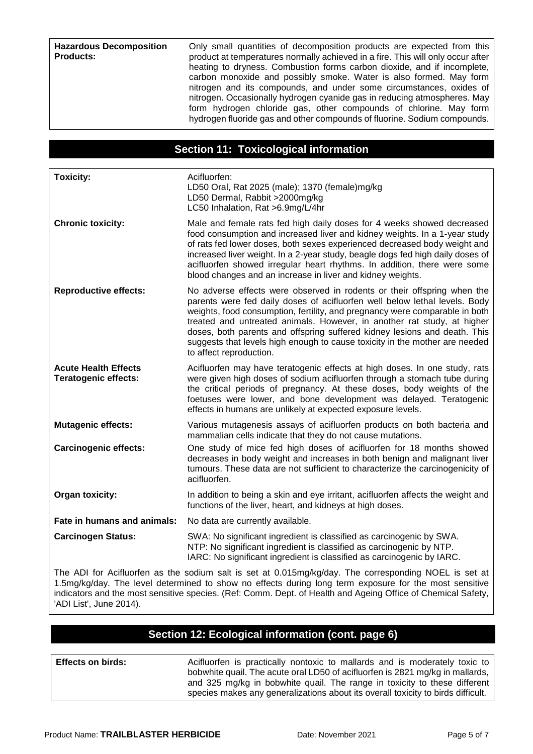| | |
|---|---|
| **Hazardous Decomposition Products:** | Only small quantities of decomposition products are expected from this product at temperatures normally achieved in a fire. This will only occur after heating to dryness. Combustion forms carbon dioxide, and if incomplete, carbon monoxide and possibly smoke. Water is also formed. May form nitrogen and its compounds, and under some circumstances, oxides of nitrogen. Occasionally hydrogen cyanide gas in reducing atmospheres. May form hydrogen chloride gas, other compounds of chlorine. May form hydrogen fluoride gas and other compounds of fluorine. Sodium compounds. |

## Section 11: Toxicological information

| | |
|---|---|
| **Toxicity:** | Acifluorfen:<br>LD50 Oral, Rat 2025 (male); 1370 (female)mg/kg<br>LD50 Dermal, Rabbit >2000mg/kg<br>LC50 Inhalation, Rat >6.9mg/L/4hr |
| **Chronic toxicity:** | Male and female rats fed high daily doses for 4 weeks showed decreased food consumption and increased liver and kidney weights. In a 1-year study of rats fed lower doses, both sexes experienced decreased body weight and increased liver weight. In a 2-year study, beagle dogs fed high daily doses of acifluorfen showed irregular heart rhythms. In addition, there were some blood changes and an increase in liver and kidney weights. |
| **Reproductive effects:** | No adverse effects were observed in rodents or their offspring when the parents were fed daily doses of acifluorfen well below lethal levels. Body weights, food consumption, fertility, and pregnancy were comparable in both treated and untreated animals. However, in another rat study, at higher doses, both parents and offspring suffered kidney lesions and death. This suggests that levels high enough to cause toxicity in the mother are needed to affect reproduction. |
| **Acute Health Effects Teratogenic effects:** | Acifluorfen may have teratogenic effects at high doses. In one study, rats were given high doses of sodium acifluorfen through a stomach tube during the critical periods of pregnancy. At these doses, body weights of the foetuses were lower, and bone development was delayed. Teratogenic effects in humans are unlikely at expected exposure levels. |
| **Mutagenic effects:** | Various mutagenesis assays of acifluorfen products on both bacteria and mammalian cells indicate that they do not cause mutations. |
| **Carcinogenic effects:** | One study of mice fed high doses of acifluorfen for 18 months showed decreases in body weight and increases in both benign and malignant liver tumours. These data are not sufficient to characterize the carcinogenicity of acifluorfen. |
| **Organ toxicity:** | In addition to being a skin and eye irritant, acifluorfen affects the weight and functions of the liver, heart, and kidneys at high doses. |
| **Fate in humans and animals:** | No data are currently available. |
| **Carcinogen Status:** | SWA: No significant ingredient is classified as carcinogenic by SWA.<br>NTP: No significant ingredient is classified as carcinogenic by NTP.<br>IARC: No significant ingredient is classified as carcinogenic by IARC. |

The ADI for Acifluorfen as the sodium salt is set at 0.015mg/kg/day. The corresponding NOEL is set at 1.5mg/kg/day. The level determined to show no effects during long term exposure for the most sensitive indicators and the most sensitive species. (Ref: Comm. Dept. of Health and Ageing Office of Chemical Safety, 'ADI List', June 2014).

## Section 12: Ecological information (cont. page 6)

| | |
|---|---|
| **Effects on birds:** | Acifluorfen is practically nontoxic to mallards and is moderately toxic to bobwhite quail. The acute oral LD50 of acifluorfen is 2821 mg/kg in mallards, and 325 mg/kg in bobwhite quail. The range in toxicity to these different species makes any generalizations about its overall toxicity to birds difficult. |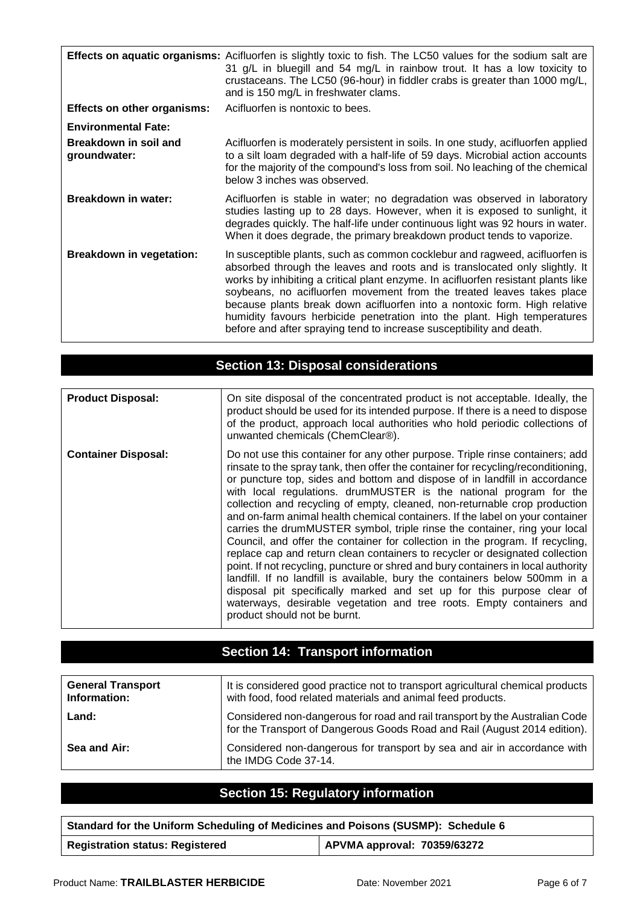| | |
|---|---|
| **Effects on aquatic organisms:** | Acifluorfen is slightly toxic to fish. The LC50 values for the sodium salt are 31 g/L in bluegill and 54 mg/L in rainbow trout. It has a low toxicity to crustaceans. The LC50 (96-hour) in fiddler crabs is greater than 1000 mg/L, and is 150 mg/L in freshwater clams. |
| **Effects on other organisms:** | Acifluorfen is nontoxic to bees. |
| **Environmental Fate:** | |
| **Breakdown in soil and groundwater:** | Acifluorfen is moderately persistent in soils. In one study, acifluorfen applied to a silt loam degraded with a half-life of 59 days. Microbial action accounts for the majority of the compound's loss from soil. No leaching of the chemical below 3 inches was observed. |
| **Breakdown in water:** | Acifluorfen is stable in water; no degradation was observed in laboratory studies lasting up to 28 days. However, when it is exposed to sunlight, it degrades quickly. The half-life under continuous light was 92 hours in water. When it does degrade, the primary breakdown product tends to vaporize. |
| **Breakdown in vegetation:** | In susceptible plants, such as common cocklebur and ragweed, acifluorfen is absorbed through the leaves and roots and is translocated only slightly. It works by inhibiting a critical plant enzyme. In acifluorfen resistant plants like soybeans, no acifluorfen movement from the treated leaves takes place because plants break down acifluorfen into a nontoxic form. High relative humidity favours herbicide penetration into the plant. High temperatures before and after spraying tend to increase susceptibility and death. |

## Section 13: Disposal considerations

| | |
|---|---|
| **Product Disposal:** | On site disposal of the concentrated product is not acceptable. Ideally, the product should be used for its intended purpose. If there is a need to dispose of the product, approach local authorities who hold periodic collections of unwanted chemicals (ChemClear®). |
| **Container Disposal:** | Do not use this container for any other purpose. Triple rinse containers; add rinsate to the spray tank, then offer the container for recycling/reconditioning, or puncture top, sides and bottom and dispose of in landfill in accordance with local regulations. drumMUSTER is the national program for the collection and recycling of empty, cleaned, non-returnable crop production and on-farm animal health chemical containers. If the label on your container carries the drumMUSTER symbol, triple rinse the container, ring your local Council, and offer the container for collection in the program. If recycling, replace cap and return clean containers to recycler or designated collection point. If not recycling, puncture or shred and bury containers in local authority landfill. If no landfill is available, bury the containers below 500mm in a disposal pit specifically marked and set up for this purpose clear of waterways, desirable vegetation and tree roots. Empty containers and product should not be burnt. |

## Section 14: Transport information

| | |
|---|---|
| **General Transport Information:** | It is considered good practice not to transport agricultural chemical products with food, food related materials and animal feed products. |
| **Land:** | Considered non-dangerous for road and rail transport by the Australian Code for the Transport of Dangerous Goods Road and Rail (August 2014 edition). |
| **Sea and Air:** | Considered non-dangerous for transport by sea and air in accordance with the IMDG Code 37-14. |

## Section 15: Regulatory information

| **Standard for the Uniform Scheduling of Medicines and Poisons (SUSMP): Schedule 6** | |
|---|---|
| **Registration status: Registered** | **APVMA approval: 70359/63272** |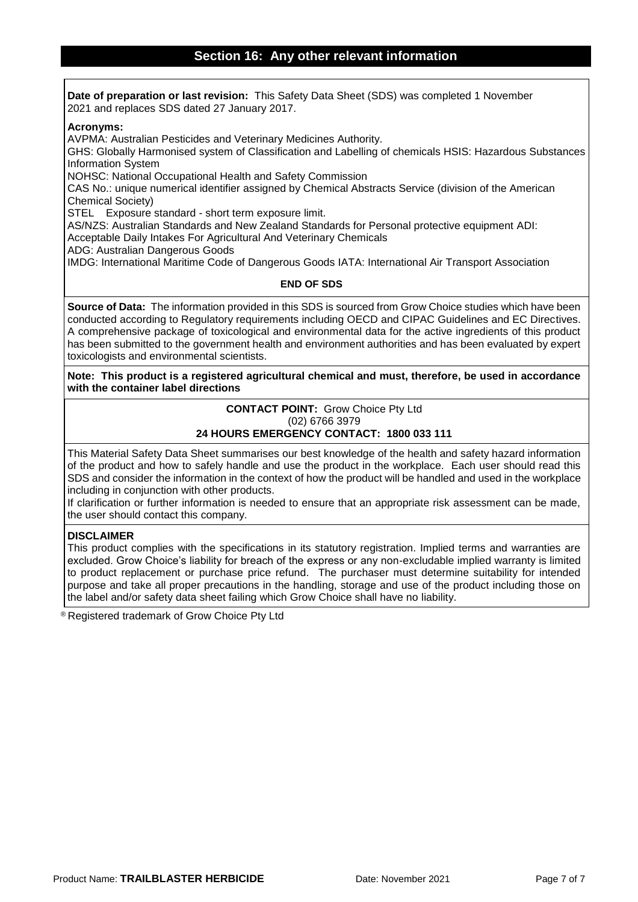## Section 16: Any other relevant information

**Date of preparation or last revision:** This Safety Data Sheet (SDS) was completed 1 November 2021 and replaces SDS dated 27 January 2017.

**Acronyms:**

AVPMA: Australian Pesticides and Veterinary Medicines Authority.

GHS: Globally Harmonised system of Classification and Labelling of chemicals HSIS: Hazardous Substances Information System

NOHSC: National Occupational Health and Safety Commission

CAS No.: unique numerical identifier assigned by Chemical Abstracts Service (division of the American Chemical Society)

STEL Exposure standard - short term exposure limit.

AS/NZS: Australian Standards and New Zealand Standards for Personal protective equipment ADI: Acceptable Daily Intakes For Agricultural And Veterinary Chemicals

ADG: Australian Dangerous Goods

IMDG: International Maritime Code of Dangerous Goods IATA: International Air Transport Association

**END OF SDS**

**Source of Data:** The information provided in this SDS is sourced from Grow Choice studies which have been conducted according to Regulatory requirements including OECD and CIPAC Guidelines and EC Directives. A comprehensive package of toxicological and environmental data for the active ingredients of this product has been submitted to the government health and environment authorities and has been evaluated by expert toxicologists and environmental scientists.

**Note: This product is a registered agricultural chemical and must, therefore, be used in accordance with the container label directions**

**CONTACT POINT:** Grow Choice Pty Ltd
(02) 6766 3979
**24 HOURS EMERGENCY CONTACT: 1800 033 111**

This Material Safety Data Sheet summarises our best knowledge of the health and safety hazard information of the product and how to safely handle and use the product in the workplace. Each user should read this SDS and consider the information in the context of how the product will be handled and used in the workplace including in conjunction with other products.

If clarification or further information is needed to ensure that an appropriate risk assessment can be made, the user should contact this company.

**DISCLAIMER**

This product complies with the specifications in its statutory registration. Implied terms and warranties are excluded. Grow Choice's liability for breach of the express or any non-excludable implied warranty is limited to product replacement or purchase price refund. The purchaser must determine suitability for intended purpose and take all proper precautions in the handling, storage and use of the product including those on the label and/or safety data sheet failing which Grow Choice shall have no liability.

® Registered trademark of Grow Choice Pty Ltd